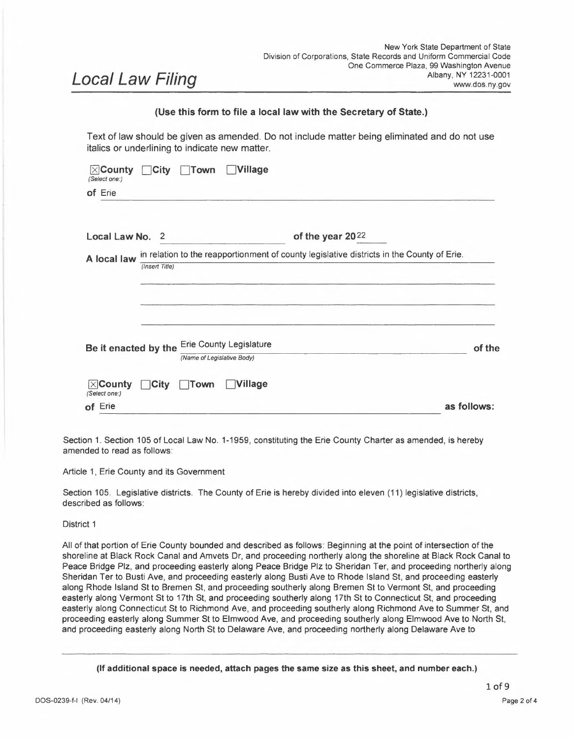New York State Department of State
Division of Corporations, State Records and Uniform Commercial Code
One Commerce Plaza, 99 Washington Avenue
Albany, NY 12231-0001
www.dos.ny.gov

# *Local Law Filing*

**(Use this form to file a local law with the Secretary of State.)**

Text of law should be given as amended. Do not include matter being eliminated and do not use italics or underlining to indicate new matter.

☒**County** ☐**City** ☐**Town** ☐**Village**
*(Select one:)*

**of** Erie

**Local Law No.** 2 **of the year 20**22

**A local law** in relation to the reapportionment of county legislative districts in the County of Erie.
*(Insert Title)*

**Be it enacted by the** Erie County Legislature **of the**
*(Name of Legislative Body)*

☒**County** ☐**City** ☐**Town** ☐**Village**
*(Select one:)*

**of** Erie **as follows:**

Section 1. Section 105 of Local Law No. 1-1959, constituting the Erie County Charter as amended, is hereby amended to read as follows:

Article 1, Erie County and its Government

Section 105. Legislative districts. The County of Erie is hereby divided into eleven (11) legislative districts, described as follows:

District 1

All of that portion of Erie County bounded and described as follows: Beginning at the point of intersection of the shoreline at Black Rock Canal and Amvets Dr, and proceeding northerly along the shoreline at Black Rock Canal to Peace Bridge Plz, and proceeding easterly along Peace Bridge Plz to Sheridan Ter, and proceeding northerly along Sheridan Ter to Busti Ave, and proceeding easterly along Busti Ave to Rhode Island St, and proceeding easterly along Rhode Island St to Bremen St, and proceeding southerly along Bremen St to Vermont St, and proceeding easterly along Vermont St to 17th St, and proceeding southerly along 17th St to Connecticut St, and proceeding easterly along Connecticut St to Richmond Ave, and proceeding southerly along Richmond Ave to Summer St, and proceeding easterly along Summer St to Elmwood Ave, and proceeding southerly along Elmwood Ave to North St, and proceeding easterly along North St to Delaware Ave, and proceeding northerly along Delaware Ave to

**(If additional space is needed, attach pages the same size as this sheet, and number each.)**

DOS-0239-f-l (Rev. 04/14)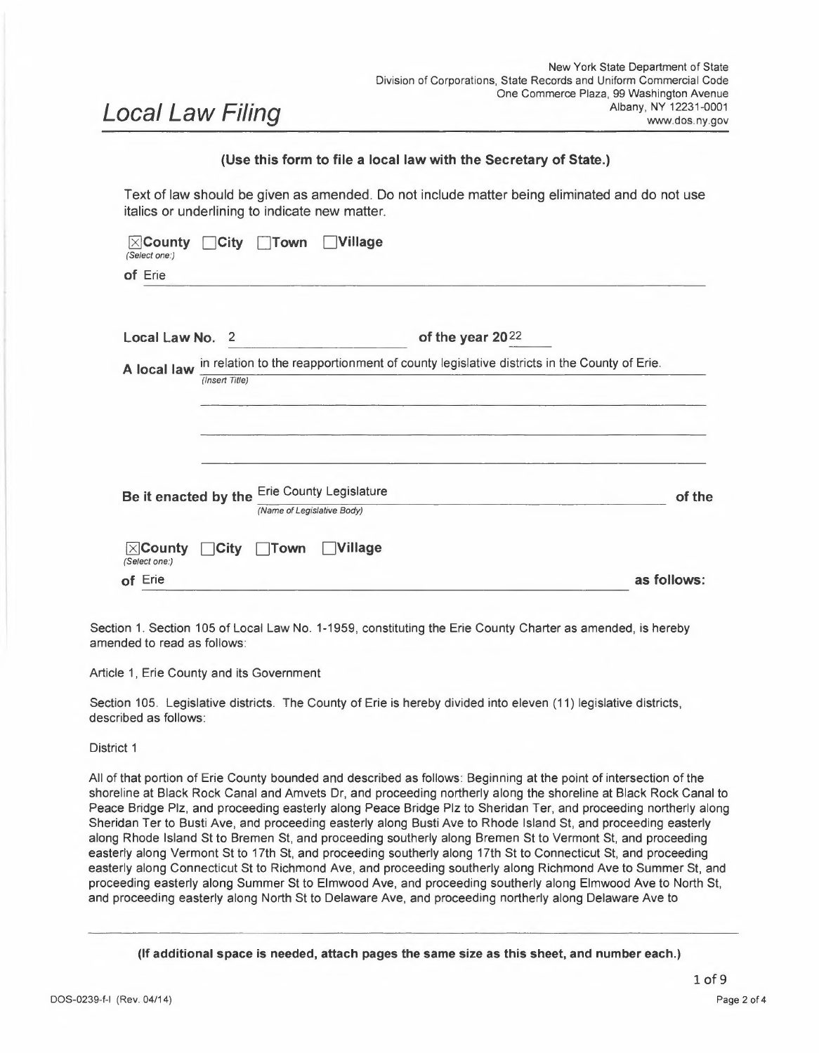New York State Department of State
Division of Corporations, State Records and Uniform Commercial Code
One Commerce Plaza, 99 Washington Avenue
Albany, NY 12231-0001
www.dos.ny.gov

# Local Law Filing

**(Use this form to file a local law with the Secretary of State.)**

Text of law should be given as amended. Do not include matter being eliminated and do not use italics or underlining to indicate new matter.

☒ **County** ☐ **City** ☐ **Town** ☐ **Village**
*(Select one:)*

**of** Erie

**Local Law No.** 2 **of the year 20**22

**A local law** in relation to the reapportionment of county legislative districts in the County of Erie.
*(Insert Title)*

**Be it enacted by the** Erie County Legislature **of the**
*(Name of Legislative Body)*

☒ **County** ☐ **City** ☐ **Town** ☐ **Village**
*(Select one:)*

**of** Erie **as follows:**

Section 1. Section 105 of Local Law No. 1-1959, constituting the Erie County Charter as amended, is hereby amended to read as follows:

Article 1, Erie County and its Government

Section 105. Legislative districts. The County of Erie is hereby divided into eleven (11) legislative districts, described as follows:

District 1

All of that portion of Erie County bounded and described as follows: Beginning at the point of intersection of the shoreline at Black Rock Canal and Amvets Dr, and proceeding northerly along the shoreline at Black Rock Canal to Peace Bridge Plz, and proceeding easterly along Peace Bridge Plz to Sheridan Ter, and proceeding northerly along Sheridan Ter to Busti Ave, and proceeding easterly along Busti Ave to Rhode Island St, and proceeding easterly along Rhode Island St to Bremen St, and proceeding southerly along Bremen St to Vermont St, and proceeding easterly along Vermont St to 17th St, and proceeding southerly along 17th St to Connecticut St, and proceeding easterly along Connecticut St to Richmond Ave, and proceeding southerly along Richmond Ave to Summer St, and proceeding easterly along Summer St to Elmwood Ave, and proceeding southerly along Elmwood Ave to North St, and proceeding easterly along North St to Delaware Ave, and proceeding northerly along Delaware Ave to

**(If additional space is needed, attach pages the same size as this sheet, and number each.)**

DOS-0239-f-l (Rev. 04/14)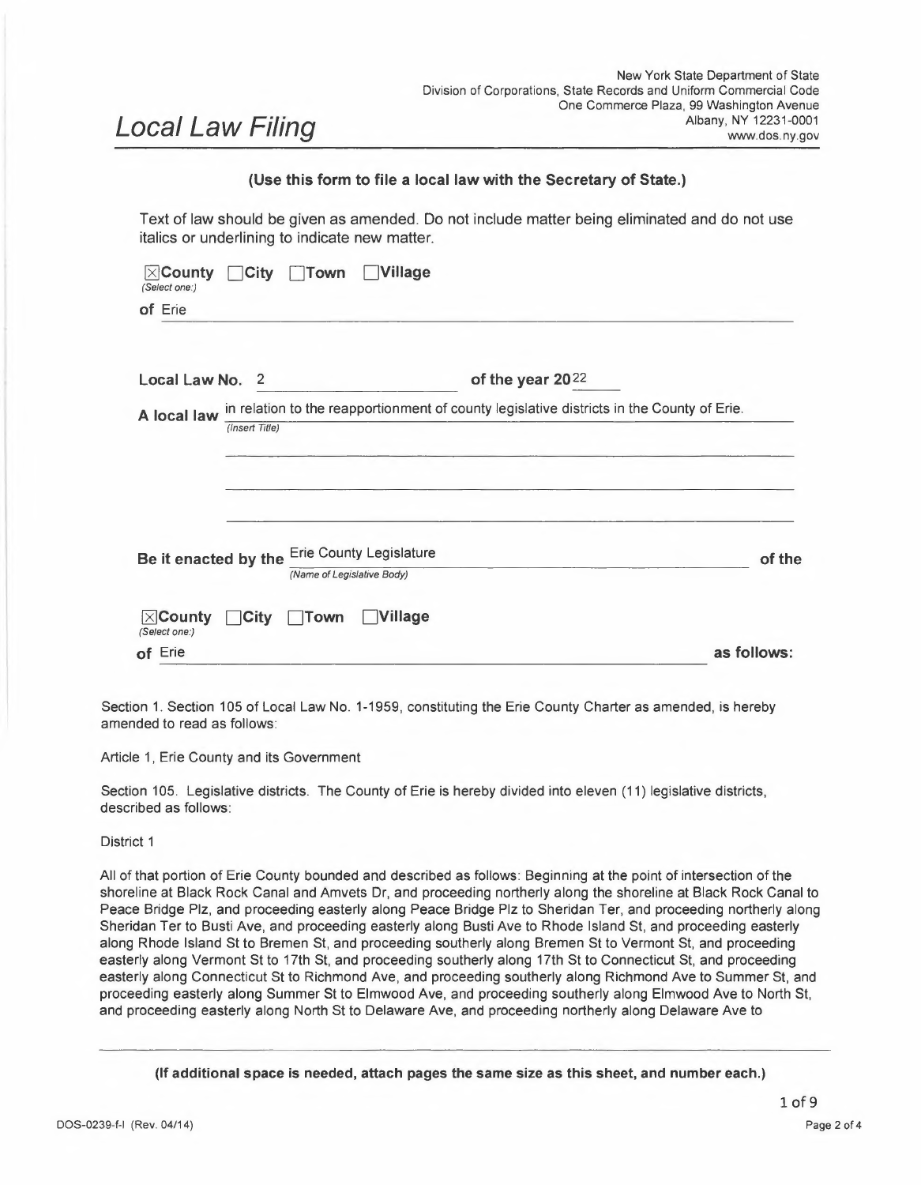New York State Department of State
Division of Corporations, State Records and Uniform Commercial Code
One Commerce Plaza, 99 Washington Avenue
Albany, NY 12231-0001
www.dos.ny.gov

# Local Law Filing

**(Use this form to file a local law with the Secretary of State.)**

Text of law should be given as amended. Do not include matter being eliminated and do not use italics or underlining to indicate new matter.

☒**County** ☐**City** ☐**Town** ☐**Village**
*(Select one:)*

**of** Erie

**Local Law No.** 2 **of the year 20**22

**A local law** in relation to the reapportionment of county legislative districts in the County of Erie.
*(Insert Title)*

**Be it enacted by the** Erie County Legislature **of the**
*(Name of Legislative Body)*

☒**County** ☐**City** ☐**Town** ☐**Village**
*(Select one:)*

**of** Erie **as follows:**

Section 1. Section 105 of Local Law No. 1-1959, constituting the Erie County Charter as amended, is hereby amended to read as follows:

Article 1, Erie County and its Government

Section 105. Legislative districts. The County of Erie is hereby divided into eleven (11) legislative districts, described as follows:

District 1

All of that portion of Erie County bounded and described as follows: Beginning at the point of intersection of the shoreline at Black Rock Canal and Amvets Dr, and proceeding northerly along the shoreline at Black Rock Canal to Peace Bridge Plz, and proceeding easterly along Peace Bridge Plz to Sheridan Ter, and proceeding northerly along Sheridan Ter to Busti Ave, and proceeding easterly along Busti Ave to Rhode Island St, and proceeding easterly along Rhode Island St to Bremen St, and proceeding southerly along Bremen St to Vermont St, and proceeding easterly along Vermont St to 17th St, and proceeding southerly along 17th St to Connecticut St, and proceeding easterly along Connecticut St to Richmond Ave, and proceeding southerly along Richmond Ave to Summer St, and proceeding easterly along Summer St to Elmwood Ave, and proceeding southerly along Elmwood Ave to North St, and proceeding easterly along North St to Delaware Ave, and proceeding northerly along Delaware Ave to

**(If additional space is needed, attach pages the same size as this sheet, and number each.)**

DOS-0239-f-l (Rev. 04/14)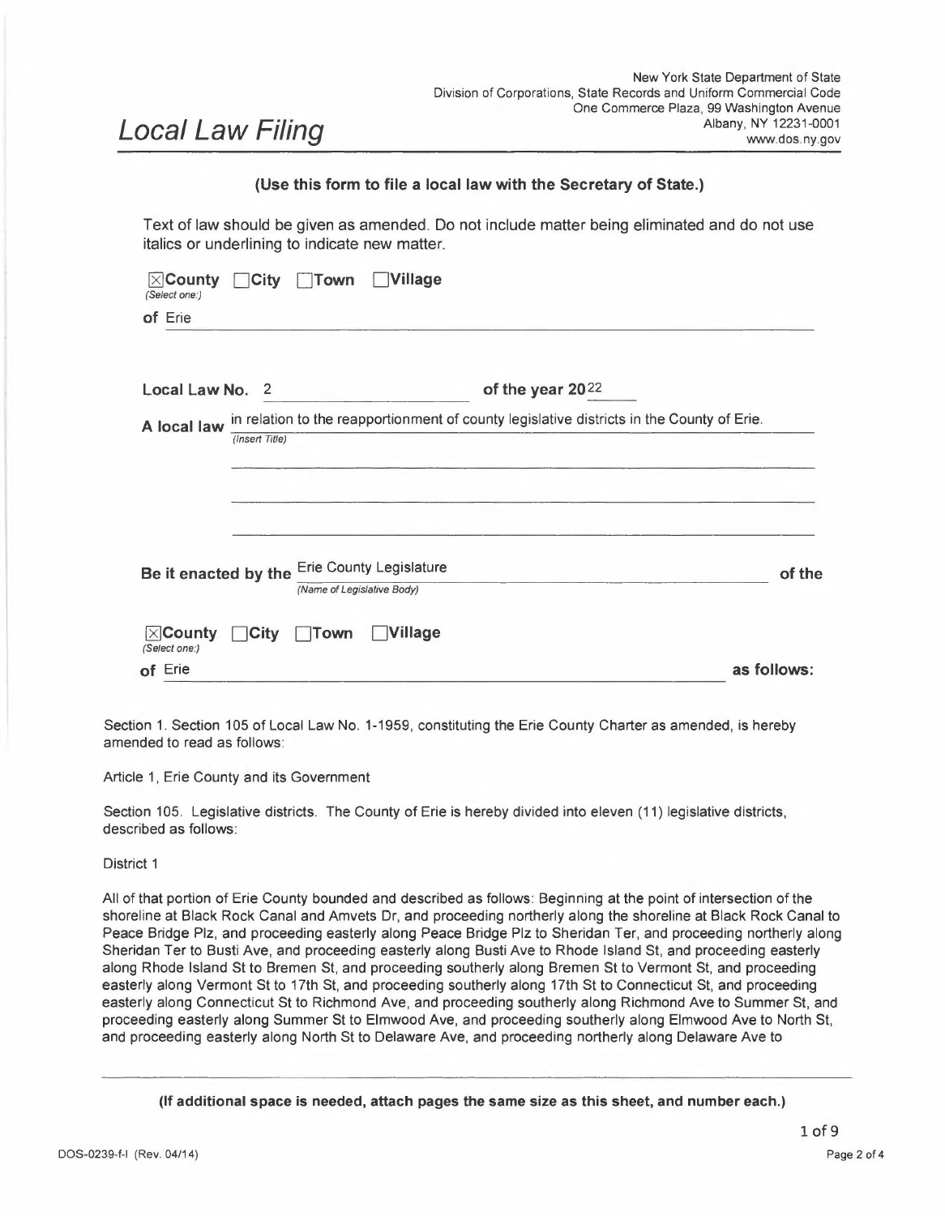New York State Department of State
Division of Corporations, State Records and Uniform Commercial Code
One Commerce Plaza, 99 Washington Avenue
Albany, NY 12231-0001
www.dos.ny.gov

# Local Law Filing

**(Use this form to file a local law with the Secretary of State.)**

Text of law should be given as amended. Do not include matter being eliminated and do not use italics or underlining to indicate new matter.

☒**County** ☐**City** ☐**Town** ☐**Village**
*(Select one:)*

**of** Erie

**Local Law No.** 2 **of the year 20**22

**A local law** in relation to the reapportionment of county legislative districts in the County of Erie.
*(Insert Title)*

**Be it enacted by the** Erie County Legislature **of the**
*(Name of Legislative Body)*

☒**County** ☐**City** ☐**Town** ☐**Village**
*(Select one:)*

**of** Erie **as follows:**

Section 1. Section 105 of Local Law No. 1-1959, constituting the Erie County Charter as amended, is hereby amended to read as follows:

Article 1, Erie County and its Government

Section 105. Legislative districts. The County of Erie is hereby divided into eleven (11) legislative districts, described as follows:

District 1

All of that portion of Erie County bounded and described as follows: Beginning at the point of intersection of the shoreline at Black Rock Canal and Amvets Dr, and proceeding northerly along the shoreline at Black Rock Canal to Peace Bridge Plz, and proceeding easterly along Peace Bridge Plz to Sheridan Ter, and proceeding northerly along Sheridan Ter to Busti Ave, and proceeding easterly along Busti Ave to Rhode Island St, and proceeding easterly along Rhode Island St to Bremen St, and proceeding southerly along Bremen St to Vermont St, and proceeding easterly along Vermont St to 17th St, and proceeding southerly along 17th St to Connecticut St, and proceeding easterly along Connecticut St to Richmond Ave, and proceeding southerly along Richmond Ave to Summer St, and proceeding easterly along Summer St to Elmwood Ave, and proceeding southerly along Elmwood Ave to North St, and proceeding easterly along North St to Delaware Ave, and proceeding northerly along Delaware Ave to

**(If additional space is needed, attach pages the same size as this sheet, and number each.)**

DOS-0239-f-l (Rev. 04/14)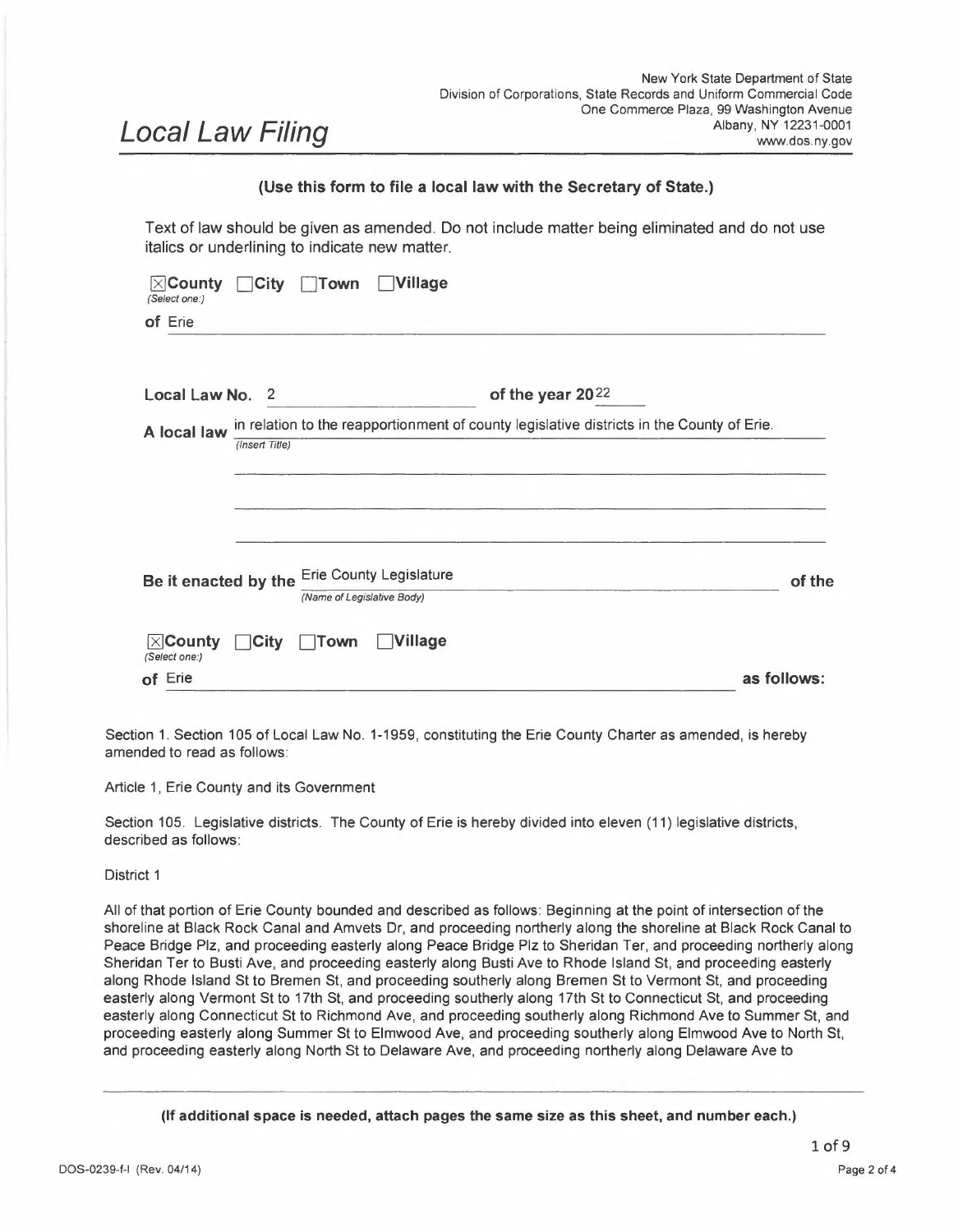New York State Department of State
Division of Corporations, State Records and Uniform Commercial Code
One Commerce Plaza, 99 Washington Avenue
Albany, NY 12231-0001
www.dos.ny.gov

# Local Law Filing

**(Use this form to file a local law with the Secretary of State.)**

Text of law should be given as amended. Do not include matter being eliminated and do not use italics or underlining to indicate new matter.

☒ **County** ☐ **City** ☐ **Town** ☐ **Village**
*(Select one:)*

**of** Erie

**Local Law No.** 2 **of the year 20**22

**A local law** in relation to the reapportionment of county legislative districts in the County of Erie.
*(Insert Title)*

**Be it enacted by the** Erie County Legislature **of the**
*(Name of Legislative Body)*

☒ **County** ☐ **City** ☐ **Town** ☐ **Village**
*(Select one:)*

**of** Erie **as follows:**

Section 1. Section 105 of Local Law No. 1-1959, constituting the Erie County Charter as amended, is hereby amended to read as follows:

Article 1, Erie County and its Government

Section 105. Legislative districts. The County of Erie is hereby divided into eleven (11) legislative districts, described as follows:

District 1

All of that portion of Erie County bounded and described as follows: Beginning at the point of intersection of the shoreline at Black Rock Canal and Amvets Dr, and proceeding northerly along the shoreline at Black Rock Canal to Peace Bridge Plz, and proceeding easterly along Peace Bridge Plz to Sheridan Ter, and proceeding northerly along Sheridan Ter to Busti Ave, and proceeding easterly along Busti Ave to Rhode Island St, and proceeding easterly along Rhode Island St to Bremen St, and proceeding southerly along Bremen St to Vermont St, and proceeding easterly along Vermont St to 17th St, and proceeding southerly along 17th St to Connecticut St, and proceeding easterly along Connecticut St to Richmond Ave, and proceeding southerly along Richmond Ave to Summer St, and proceeding easterly along Summer St to Elmwood Ave, and proceeding southerly along Elmwood Ave to North St, and proceeding easterly along North St to Delaware Ave, and proceeding northerly along Delaware Ave to

**(If additional space is needed, attach pages the same size as this sheet, and number each.)**

DOS-0239-f-l (Rev. 04/14)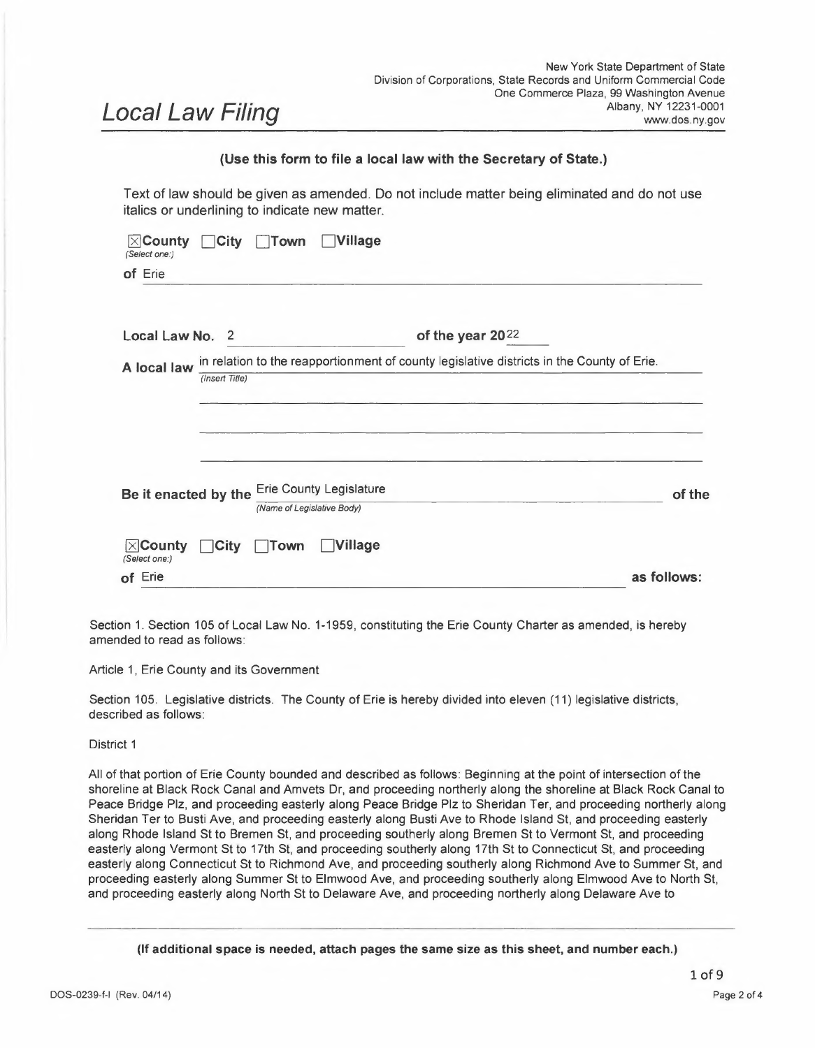# Local Law Filing

New York State Department of State
Division of Corporations, State Records and Uniform Commercial Code
One Commerce Plaza, 99 Washington Avenue
Albany, NY 12231-0001
www.dos.ny.gov

**(Use this form to file a local law with the Secretary of State.)**

Text of law should be given as amended. Do not include matter being eliminated and do not use italics or underlining to indicate new matter.

☒ **County** ☐ **City** ☐ **Town** ☐ **Village**
*(Select one:)*

**of** Erie

**Local Law No.** 2 **of the year 20**22

**A local law** in relation to the reapportionment of county legislative districts in the County of Erie.
*(Insert Title)*

**Be it enacted by the** Erie County Legislature **of the**
*(Name of Legislative Body)*

☒ **County** ☐ **City** ☐ **Town** ☐ **Village**
*(Select one:)*

**of** Erie **as follows:**

Section 1. Section 105 of Local Law No. 1-1959, constituting the Erie County Charter as amended, is hereby amended to read as follows:

Article 1, Erie County and its Government

Section 105. Legislative districts. The County of Erie is hereby divided into eleven (11) legislative districts, described as follows:

District 1

All of that portion of Erie County bounded and described as follows: Beginning at the point of intersection of the shoreline at Black Rock Canal and Amvets Dr, and proceeding northerly along the shoreline at Black Rock Canal to Peace Bridge Plz, and proceeding easterly along Peace Bridge Plz to Sheridan Ter, and proceeding northerly along Sheridan Ter to Busti Ave, and proceeding easterly along Busti Ave to Rhode Island St, and proceeding easterly along Rhode Island St to Bremen St, and proceeding southerly along Bremen St to Vermont St, and proceeding easterly along Vermont St to 17th St, and proceeding southerly along 17th St to Connecticut St, and proceeding easterly along Connecticut St to Richmond Ave, and proceeding southerly along Richmond Ave to Summer St, and proceeding easterly along Summer St to Elmwood Ave, and proceeding southerly along Elmwood Ave to North St, and proceeding easterly along North St to Delaware Ave, and proceeding northerly along Delaware Ave to

**(If additional space is needed, attach pages the same size as this sheet, and number each.)**

DOS-0239-f-l (Rev. 04/14)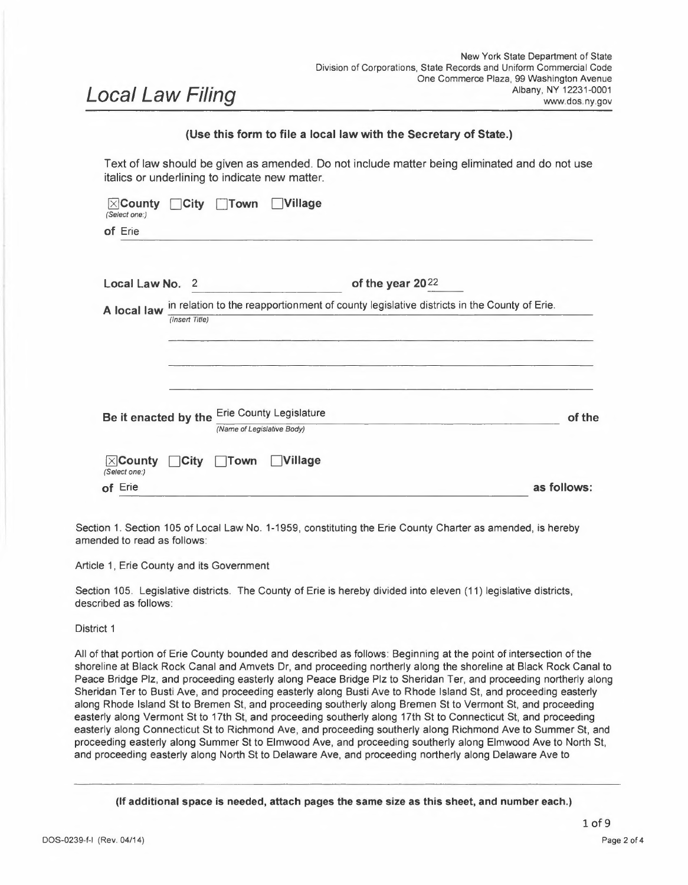# Local Law Filing

New York State Department of State
Division of Corporations, State Records and Uniform Commercial Code
One Commerce Plaza, 99 Washington Avenue
Albany, NY 12231-0001
www.dos.ny.gov

**(Use this form to file a local law with the Secretary of State.)**

Text of law should be given as amended. Do not include matter being eliminated and do not use italics or underlining to indicate new matter.

☒ **County** ☐ **City** ☐ **Town** ☐ **Village**
*(Select one:)*

**of** Erie

**Local Law No.** 2 **of the year 20**22

**A local law** in relation to the reapportionment of county legislative districts in the County of Erie.
*(Insert Title)*

**Be it enacted by the** Erie County Legislature **of the**
*(Name of Legislative Body)*

☒ **County** ☐ **City** ☐ **Town** ☐ **Village**
*(Select one:)*

**of** Erie **as follows:**

Section 1. Section 105 of Local Law No. 1-1959, constituting the Erie County Charter as amended, is hereby amended to read as follows:

Article 1, Erie County and its Government

Section 105. Legislative districts. The County of Erie is hereby divided into eleven (11) legislative districts, described as follows:

District 1

All of that portion of Erie County bounded and described as follows: Beginning at the point of intersection of the shoreline at Black Rock Canal and Amvets Dr, and proceeding northerly along the shoreline at Black Rock Canal to Peace Bridge Plz, and proceeding easterly along Peace Bridge Plz to Sheridan Ter, and proceeding northerly along Sheridan Ter to Busti Ave, and proceeding easterly along Busti Ave to Rhode Island St, and proceeding easterly along Rhode Island St to Bremen St, and proceeding southerly along Bremen St to Vermont St, and proceeding easterly along Vermont St to 17th St, and proceeding southerly along 17th St to Connecticut St, and proceeding easterly along Connecticut St to Richmond Ave, and proceeding southerly along Richmond Ave to Summer St, and proceeding easterly along Summer St to Elmwood Ave, and proceeding southerly along Elmwood Ave to North St, and proceeding easterly along North St to Delaware Ave, and proceeding northerly along Delaware Ave to

**(If additional space is needed, attach pages the same size as this sheet, and number each.)**

DOS-0239-f-l (Rev. 04/14)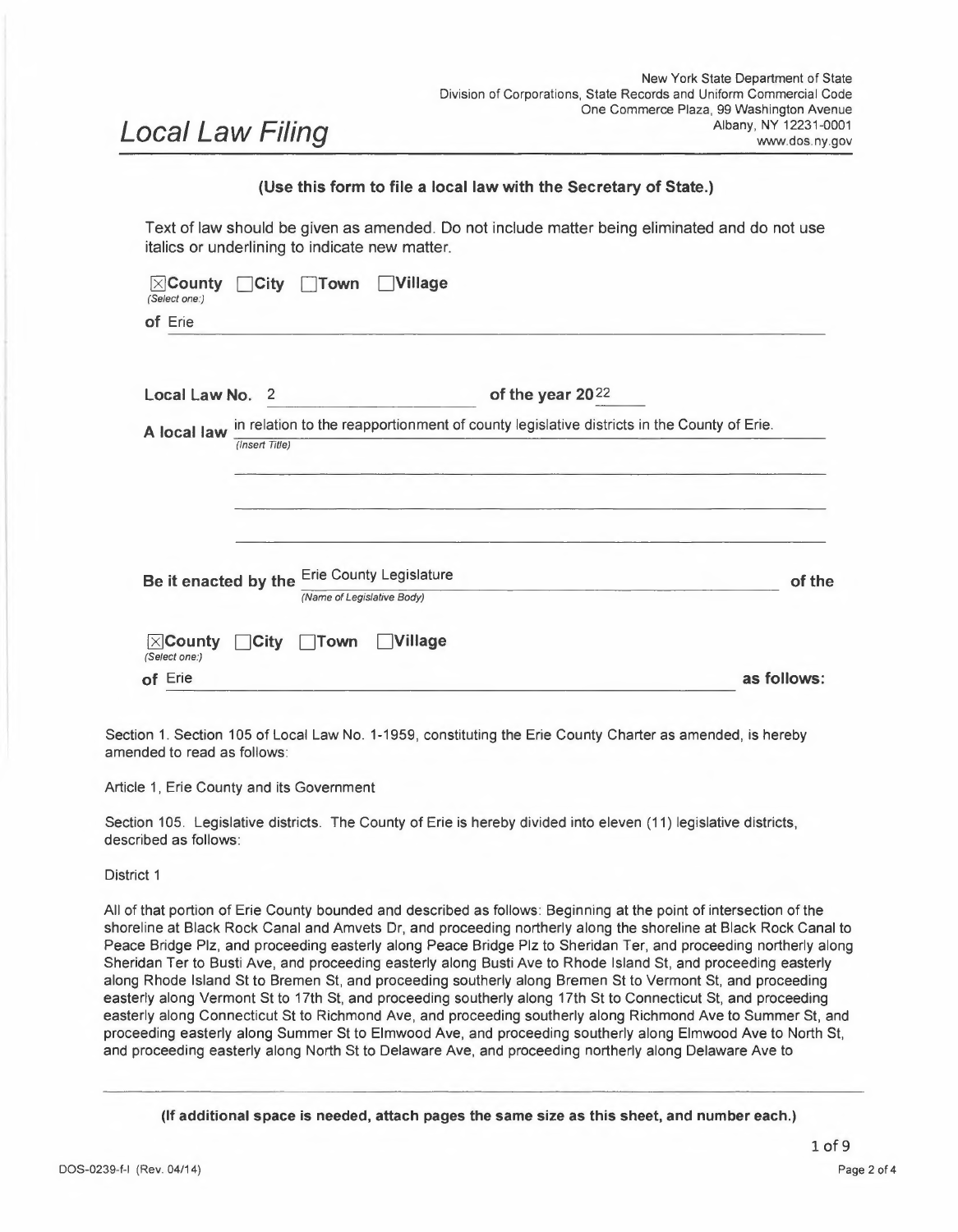New York State Department of State
Division of Corporations, State Records and Uniform Commercial Code
One Commerce Plaza, 99 Washington Avenue
Albany, NY 12231-0001
www.dos.ny.gov

# Local Law Filing

**(Use this form to file a local law with the Secretary of State.)**

Text of law should be given as amended. Do not include matter being eliminated and do not use italics or underlining to indicate new matter.

☒ **County** ☐ **City** ☐ **Town** ☐ **Village**
*(Select one:)*

**of** Erie

**Local Law No.** 2 **of the year 20**22

**A local law** in relation to the reapportionment of county legislative districts in the County of Erie.
*(Insert Title)*

**Be it enacted by the** Erie County Legislature **of the**
*(Name of Legislative Body)*

☒ **County** ☐ **City** ☐ **Town** ☐ **Village**
*(Select one:)*

**of** Erie **as follows:**

Section 1. Section 105 of Local Law No. 1-1959, constituting the Erie County Charter as amended, is hereby amended to read as follows:

Article 1, Erie County and its Government

Section 105. Legislative districts. The County of Erie is hereby divided into eleven (11) legislative districts, described as follows:

District 1

All of that portion of Erie County bounded and described as follows: Beginning at the point of intersection of the shoreline at Black Rock Canal and Amvets Dr, and proceeding northerly along the shoreline at Black Rock Canal to Peace Bridge Plz, and proceeding easterly along Peace Bridge Plz to Sheridan Ter, and proceeding northerly along Sheridan Ter to Busti Ave, and proceeding easterly along Busti Ave to Rhode Island St, and proceeding easterly along Rhode Island St to Bremen St, and proceeding southerly along Bremen St to Vermont St, and proceeding easterly along Vermont St to 17th St, and proceeding southerly along 17th St to Connecticut St, and proceeding easterly along Connecticut St to Richmond Ave, and proceeding southerly along Richmond Ave to Summer St, and proceeding easterly along Summer St to Elmwood Ave, and proceeding southerly along Elmwood Ave to North St, and proceeding easterly along North St to Delaware Ave, and proceeding northerly along Delaware Ave to

**(If additional space is needed, attach pages the same size as this sheet, and number each.)**

1 of 9

DOS-0239-f-l (Rev. 04/14)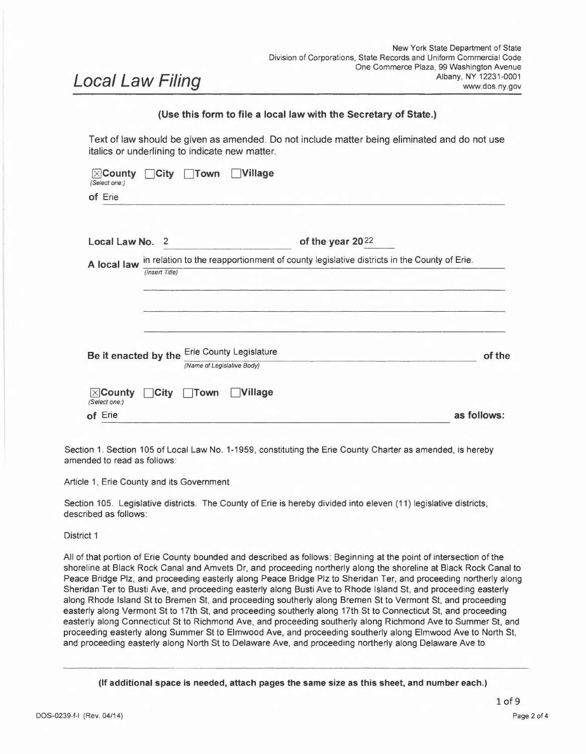# Local Law Filing

New York State Department of State
Division of Corporations, State Records and Uniform Commercial Code
One Commerce Plaza, 99 Washington Avenue
Albany, NY 12231-0001
www.dos.ny.gov

**(Use this form to file a local law with the Secretary of State.)**

Text of law should be given as amended. Do not include matter being eliminated and do not use italics or underlining to indicate new matter.

☒ **County** ☐ **City** ☐ **Town** ☐ **Village**
*(Select one:)*

**of** Erie

**Local Law No.** 2 **of the year 20**22

**A local law** in relation to the reapportionment of county legislative districts in the County of Erie.
*(Insert Title)*

**Be it enacted by the** Erie County Legislature **of the**
*(Name of Legislative Body)*

☒ **County** ☐ **City** ☐ **Town** ☐ **Village**
*(Select one:)*

**of** Erie **as follows:**

Section 1. Section 105 of Local Law No. 1-1959, constituting the Erie County Charter as amended, is hereby amended to read as follows:

Article 1, Erie County and its Government

Section 105. Legislative districts. The County of Erie is hereby divided into eleven (11) legislative districts, described as follows:

District 1

All of that portion of Erie County bounded and described as follows: Beginning at the point of intersection of the shoreline at Black Rock Canal and Amvets Dr, and proceeding northerly along the shoreline at Black Rock Canal to Peace Bridge Plz, and proceeding easterly along Peace Bridge Plz to Sheridan Ter, and proceeding northerly along Sheridan Ter to Busti Ave, and proceeding easterly along Busti Ave to Rhode Island St, and proceeding easterly along Rhode Island St to Bremen St, and proceeding southerly along Bremen St to Vermont St, and proceeding easterly along Vermont St to 17th St, and proceeding southerly along 17th St to Connecticut St, and proceeding easterly along Connecticut St to Richmond Ave, and proceeding southerly along Richmond Ave to Summer St, and proceeding easterly along Summer St to Elmwood Ave, and proceeding southerly along Elmwood Ave to North St, and proceeding easterly along North St to Delaware Ave, and proceeding northerly along Delaware Ave to

**(If additional space is needed, attach pages the same size as this sheet, and number each.)**

DOS-0239-f-l (Rev. 04/14)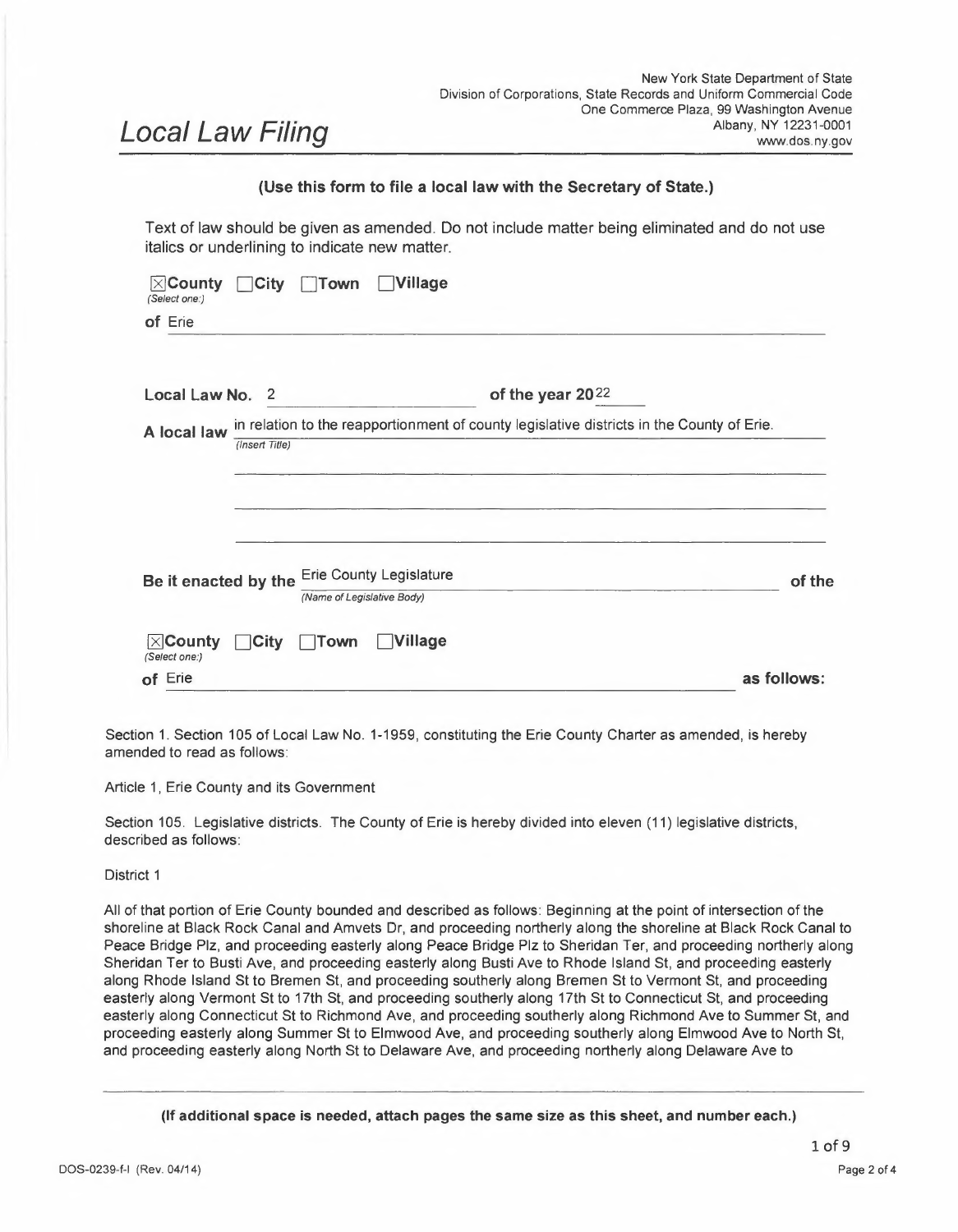New York State Department of State
Division of Corporations, State Records and Uniform Commercial Code
One Commerce Plaza, 99 Washington Avenue
Albany, NY 12231-0001
www.dos.ny.gov

# Local Law Filing

**(Use this form to file a local law with the Secretary of State.)**

Text of law should be given as amended. Do not include matter being eliminated and do not use italics or underlining to indicate new matter.

☒ **County** ☐ **City** ☐ **Town** ☐ **Village**
*(Select one:)*

**of** Erie

**Local Law No.** 2 **of the year 20**22

**A local law** in relation to the reapportionment of county legislative districts in the County of Erie.
*(Insert Title)*

**Be it enacted by the** Erie County Legislature **of the**
*(Name of Legislative Body)*

☒ **County** ☐ **City** ☐ **Town** ☐ **Village**
*(Select one:)*

**of** Erie **as follows:**

Section 1. Section 105 of Local Law No. 1-1959, constituting the Erie County Charter as amended, is hereby amended to read as follows:

Article 1, Erie County and its Government

Section 105. Legislative districts. The County of Erie is hereby divided into eleven (11) legislative districts, described as follows:

District 1

All of that portion of Erie County bounded and described as follows: Beginning at the point of intersection of the shoreline at Black Rock Canal and Amvets Dr, and proceeding northerly along the shoreline at Black Rock Canal to Peace Bridge Plz, and proceeding easterly along Peace Bridge Plz to Sheridan Ter, and proceeding northerly along Sheridan Ter to Busti Ave, and proceeding easterly along Busti Ave to Rhode Island St, and proceeding easterly along Rhode Island St to Bremen St, and proceeding southerly along Bremen St to Vermont St, and proceeding easterly along Vermont St to 17th St, and proceeding southerly along 17th St to Connecticut St, and proceeding easterly along Connecticut St to Richmond Ave, and proceeding southerly along Richmond Ave to Summer St, and proceeding easterly along Summer St to Elmwood Ave, and proceeding southerly along Elmwood Ave to North St, and proceeding easterly along North St to Delaware Ave, and proceeding northerly along Delaware Ave to

**(If additional space is needed, attach pages the same size as this sheet, and number each.)**

DOS-0239-f-l (Rev. 04/14)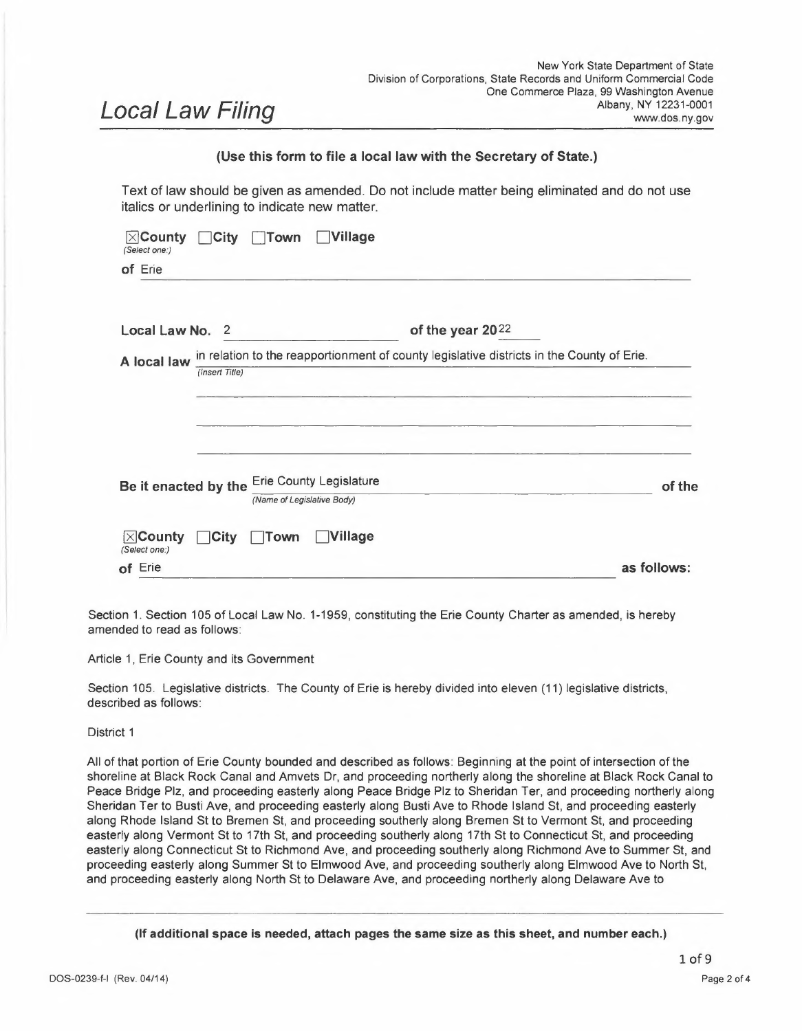New York State Department of State
Division of Corporations, State Records and Uniform Commercial Code
One Commerce Plaza, 99 Washington Avenue
Albany, NY 12231-0001
www.dos.ny.gov

# *Local Law Filing*

**(Use this form to file a local law with the Secretary of State.)**

Text of law should be given as amended. Do not include matter being eliminated and do not use italics or underlining to indicate new matter.

☒**County** ☐**City** ☐**Town** ☐**Village**
*(Select one:)*

**of** Erie

**Local Law No.** 2 **of the year 20**22

**A local law** in relation to the reapportionment of county legislative districts in the County of Erie.
*(Insert Title)*

**Be it enacted by the** Erie County Legislature **of the**
*(Name of Legislative Body)*

☒**County** ☐**City** ☐**Town** ☐**Village**
*(Select one:)*

**of** Erie **as follows:**

Section 1. Section 105 of Local Law No. 1-1959, constituting the Erie County Charter as amended, is hereby amended to read as follows:

Article 1, Erie County and its Government

Section 105. Legislative districts. The County of Erie is hereby divided into eleven (11) legislative districts, described as follows:

District 1

All of that portion of Erie County bounded and described as follows: Beginning at the point of intersection of the shoreline at Black Rock Canal and Amvets Dr, and proceeding northerly along the shoreline at Black Rock Canal to Peace Bridge Plz, and proceeding easterly along Peace Bridge Plz to Sheridan Ter, and proceeding northerly along Sheridan Ter to Busti Ave, and proceeding easterly along Busti Ave to Rhode Island St, and proceeding easterly along Rhode Island St to Bremen St, and proceeding southerly along Bremen St to Vermont St, and proceeding easterly along Vermont St to 17th St, and proceeding southerly along 17th St to Connecticut St, and proceeding easterly along Connecticut St to Richmond Ave, and proceeding southerly along Richmond Ave to Summer St, and proceeding easterly along Summer St to Elmwood Ave, and proceeding southerly along Elmwood Ave to North St, and proceeding easterly along North St to Delaware Ave, and proceeding northerly along Delaware Ave to

**(If additional space is needed, attach pages the same size as this sheet, and number each.)**

DOS-0239-f-l (Rev. 04/14)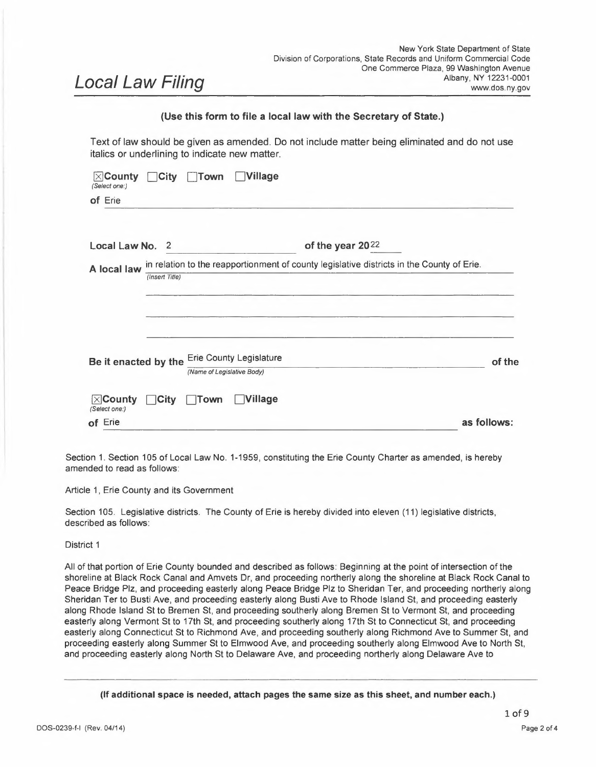# Local Law Filing

New York State Department of State
Division of Corporations, State Records and Uniform Commercial Code
One Commerce Plaza, 99 Washington Avenue
Albany, NY 12231-0001
www.dos.ny.gov

**(Use this form to file a local law with the Secretary of State.)**

Text of law should be given as amended. Do not include matter being eliminated and do not use italics or underlining to indicate new matter.

☒ **County** ☐ **City** ☐ **Town** ☐ **Village**
*(Select one:)*

**of** Erie

**Local Law No.** 2 **of the year 20**22

**A local law** in relation to the reapportionment of county legislative districts in the County of Erie.
*(Insert Title)*

**Be it enacted by the** Erie County Legislature **of the**
*(Name of Legislative Body)*

☒ **County** ☐ **City** ☐ **Town** ☐ **Village**
*(Select one:)*

**of** Erie **as follows:**

Section 1. Section 105 of Local Law No. 1-1959, constituting the Erie County Charter as amended, is hereby amended to read as follows:

Article 1, Erie County and its Government

Section 105. Legislative districts. The County of Erie is hereby divided into eleven (11) legislative districts, described as follows:

District 1

All of that portion of Erie County bounded and described as follows: Beginning at the point of intersection of the shoreline at Black Rock Canal and Amvets Dr, and proceeding northerly along the shoreline at Black Rock Canal to Peace Bridge Plz, and proceeding easterly along Peace Bridge Plz to Sheridan Ter, and proceeding northerly along Sheridan Ter to Busti Ave, and proceeding easterly along Busti Ave to Rhode Island St, and proceeding easterly along Rhode Island St to Bremen St, and proceeding southerly along Bremen St to Vermont St, and proceeding easterly along Vermont St to 17th St, and proceeding southerly along 17th St to Connecticut St, and proceeding easterly along Connecticut St to Richmond Ave, and proceeding southerly along Richmond Ave to Summer St, and proceeding easterly along Summer St to Elmwood Ave, and proceeding southerly along Elmwood Ave to North St, and proceeding easterly along North St to Delaware Ave, and proceeding northerly along Delaware Ave to

**(If additional space is needed, attach pages the same size as this sheet, and number each.)**

DOS-0239-f-l (Rev. 04/14)